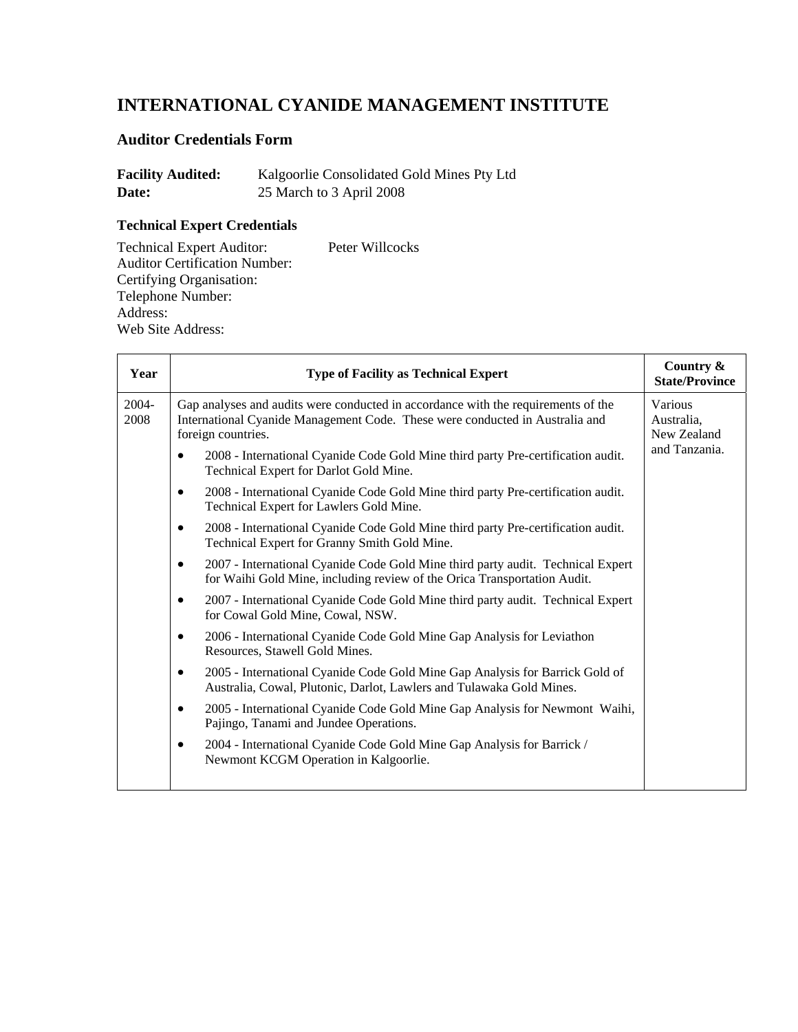# INTERNATIONAL CYANIDE MANAGEMENT INSTITUTE

## Auditor Credentials Form

**Facility Audited:** Kalgoorlie Consolidated Gold Mines Pty Ltd
**Date:** 25 March to 3 April 2008

### Technical Expert Credentials

Technical Expert Auditor: Peter Willcocks
Auditor Certification Number:
Certifying Organisation:
Telephone Number:
Address:
Web Site Address:

| Year | Type of Facility as Technical Expert | Country & State/Province |
|---|---|---|
| 2004-2008 | Gap analyses and audits were conducted in accordance with the requirements of the International Cyanide Management Code. These were conducted in Australia and foreign countries.<br>• 2008 - International Cyanide Code Gold Mine third party Pre-certification audit. Technical Expert for Darlot Gold Mine.<br>• 2008 - International Cyanide Code Gold Mine third party Pre-certification audit. Technical Expert for Lawlers Gold Mine.<br>• 2008 - International Cyanide Code Gold Mine third party Pre-certification audit. Technical Expert for Granny Smith Gold Mine.<br>• 2007 - International Cyanide Code Gold Mine third party audit. Technical Expert for Waihi Gold Mine, including review of the Orica Transportation Audit.<br>• 2007 - International Cyanide Code Gold Mine third party audit. Technical Expert for Cowal Gold Mine, Cowal, NSW.<br>• 2006 - International Cyanide Code Gold Mine Gap Analysis for Leviathon Resources, Stawell Gold Mines.<br>• 2005 - International Cyanide Code Gold Mine Gap Analysis for Barrick Gold of Australia, Cowal, Plutonic, Darlot, Lawlers and Tulawaka Gold Mines.<br>• 2005 - International Cyanide Code Gold Mine Gap Analysis for Newmont Waihi, Pajingo, Tanami and Jundee Operations.<br>• 2004 - International Cyanide Code Gold Mine Gap Analysis for Barrick / Newmont KCGM Operation in Kalgoorlie. | Various Australia, New Zealand and Tanzania. |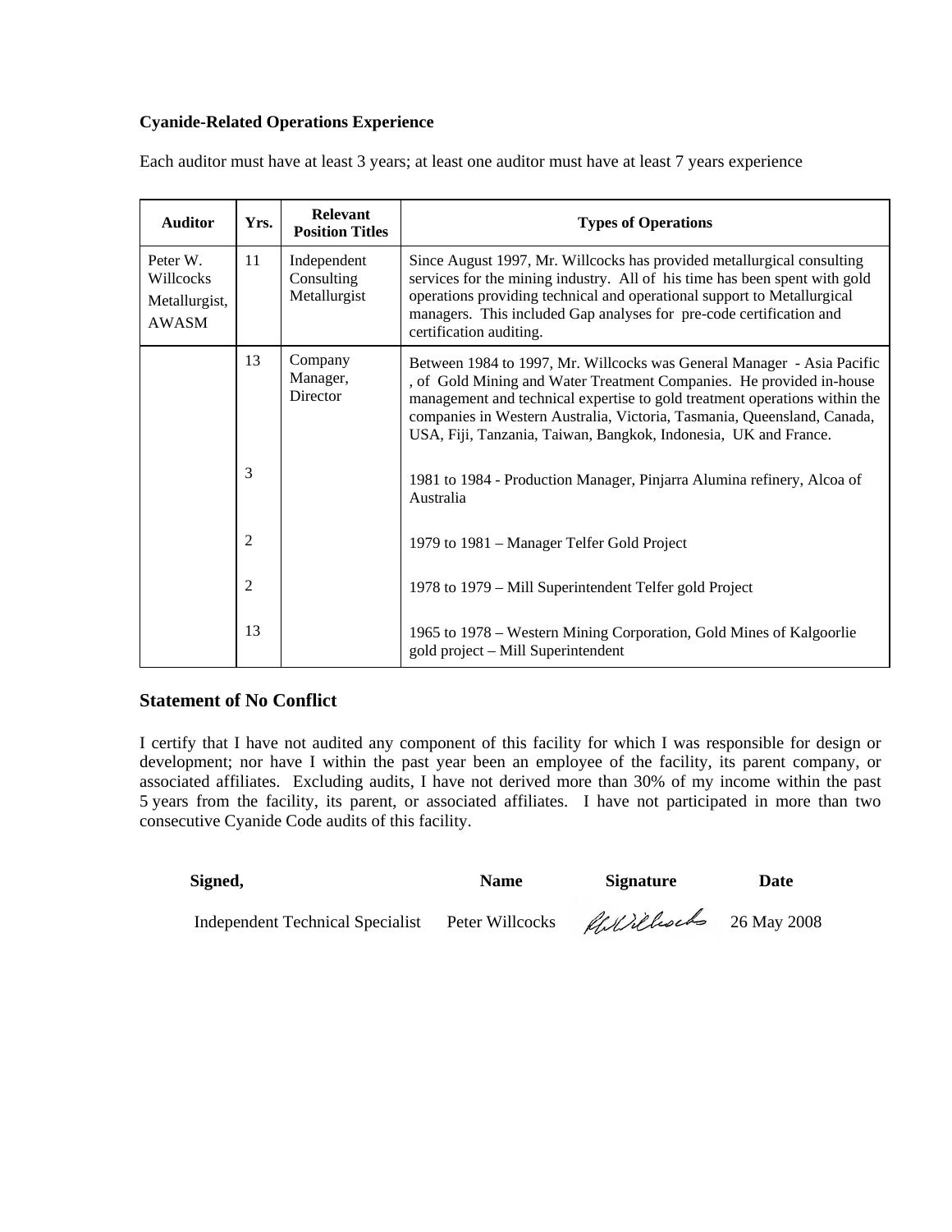**Cyanide-Related Operations Experience**

Each auditor must have at least 3 years; at least one auditor must have at least 7 years experience

| Auditor | Yrs. | Relevant Position Titles | Types of Operations |
|---|---|---|---|
| Peter W. Willcocks Metallurgist, AWASM | 11 | Independent Consulting Metallurgist | Since August 1997, Mr. Willcocks has provided metallurgical consulting services for the mining industry. All of his time has been spent with gold operations providing technical and operational support to Metallurgical managers. This included Gap analyses for pre-code certification and certification auditing. |
| | 13 | Company Manager, Director | Between 1984 to 1997, Mr. Willcocks was General Manager - Asia Pacific , of Gold Mining and Water Treatment Companies. He provided in-house management and technical expertise to gold treatment operations within the companies in Western Australia, Victoria, Tasmania, Queensland, Canada, USA, Fiji, Tanzania, Taiwan, Bangkok, Indonesia, UK and France. |
| | 3 | | 1981 to 1984 - Production Manager, Pinjarra Alumina refinery, Alcoa of Australia |
| | 2 | | 1979 to 1981 – Manager Telfer Gold Project |
| | 2 | | 1978 to 1979 – Mill Superintendent Telfer gold Project |
| | 13 | | 1965 to 1978 – Western Mining Corporation, Gold Mines of Kalgoorlie gold project – Mill Superintendent |

## Statement of No Conflict

I certify that I have not audited any component of this facility for which I was responsible for design or development; nor have I within the past year been an employee of the facility, its parent company, or associated affiliates. Excluding audits, I have not derived more than 30% of my income within the past 5 years from the facility, its parent, or associated affiliates. I have not participated in more than two consecutive Cyanide Code audits of this facility.

| Signed, | Name | Signature | Date |
|---|---|---|---|
| Independent Technical Specialist | Peter Willcocks | PWillcocks | 26 May 2008 |